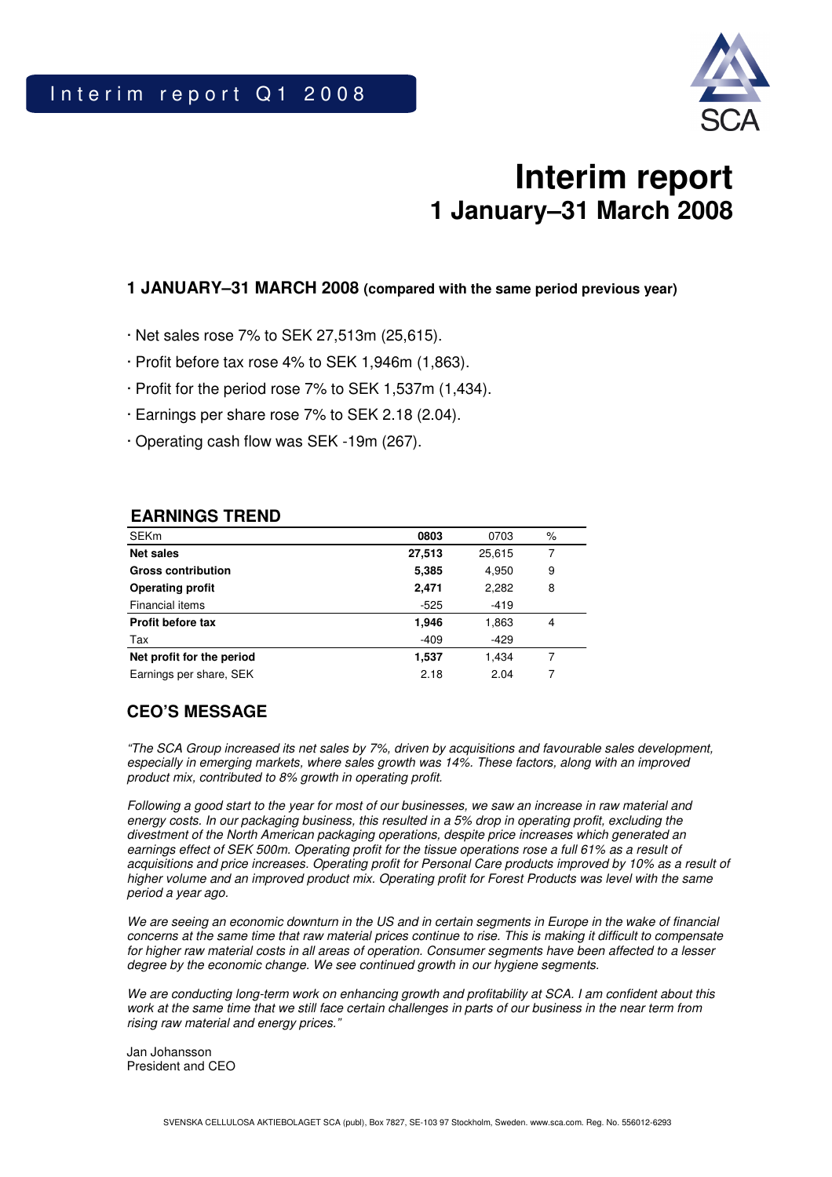Interim report Q1 2008

# Interim report
## 1 January–31 March 2008

### 1 JANUARY–31 MARCH 2008 (compared with the same period previous year)

- Net sales rose 7% to SEK 27,513m (25,615).
- Profit before tax rose 4% to SEK 1,946m (1,863).
- Profit for the period rose 7% to SEK 1,537m (1,434).
- Earnings per share rose 7% to SEK 2.18 (2.04).
- Operating cash flow was SEK -19m (267).

### EARNINGS TREND

| SEKm | **0803** | 0703 | % |
|---|---|---|---|
| **Net sales** | **27,513** | 25,615 | 7 |
| **Gross contribution** | **5,385** | 4,950 | 9 |
| **Operating profit** | **2,471** | 2,282 | 8 |
| Financial items | -525 | -419 | |
| **Profit before tax** | **1,946** | 1,863 | 4 |
| Tax | -409 | -429 | |
| **Net profit for the period** | **1,537** | 1,434 | 7 |
| Earnings per share, SEK | 2.18 | 2.04 | 7 |

### CEO'S MESSAGE

*"The SCA Group increased its net sales by 7%, driven by acquisitions and favourable sales development, especially in emerging markets, where sales growth was 14%. These factors, along with an improved product mix, contributed to 8% growth in operating profit.*

*Following a good start to the year for most of our businesses, we saw an increase in raw material and energy costs. In our packaging business, this resulted in a 5% drop in operating profit, excluding the divestment of the North American packaging operations, despite price increases which generated an earnings effect of SEK 500m. Operating profit for the tissue operations rose a full 61% as a result of acquisitions and price increases. Operating profit for Personal Care products improved by 10% as a result of higher volume and an improved product mix. Operating profit for Forest Products was level with the same period a year ago.*

*We are seeing an economic downturn in the US and in certain segments in Europe in the wake of financial concerns at the same time that raw material prices continue to rise. This is making it difficult to compensate for higher raw material costs in all areas of operation. Consumer segments have been affected to a lesser degree by the economic change. We see continued growth in our hygiene segments.*

*We are conducting long-term work on enhancing growth and profitability at SCA. I am confident about this work at the same time that we still face certain challenges in parts of our business in the near term from rising raw material and energy prices."*

Jan Johansson
President and CEO

SVENSKA CELLULOSA AKTIEBOLAGET SCA (publ), Box 7827, SE-103 97 Stockholm, Sweden. www.sca.com. Reg. No. 556012-6293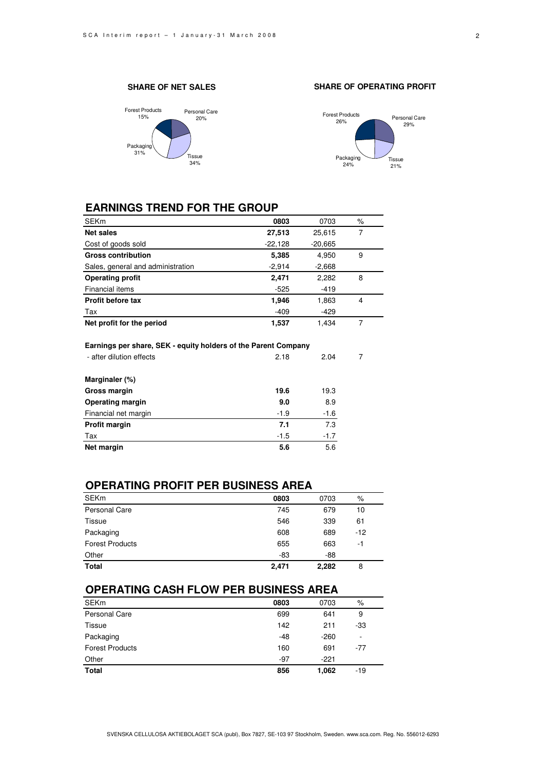**SHARE OF NET SALES**

Forest Products 15%
Personal Care 20%
Packaging 31%
Tissue 34%

**SHARE OF OPERATING PROFIT**

Forest Products 26%
Personal Care 29%
Packaging 24%
Tissue 21%

## EARNINGS TREND FOR THE GROUP

| SEKm | 0803 | 0703 | % |
|---|---|---|---|
| **Net sales** | **27,513** | 25,615 | 7 |
| Cost of goods sold | -22,128 | -20,665 | |
| **Gross contribution** | **5,385** | 4,950 | 9 |
| Sales, general and administration | -2,914 | -2,668 | |
| **Operating profit** | **2,471** | 2,282 | 8 |
| Financial items | -525 | -419 | |
| **Profit before tax** | **1,946** | 1,863 | 4 |
| Tax | -409 | -429 | |
| **Net profit for the period** | **1,537** | 1,434 | 7 |
| | | | |
| **Earnings per share, SEK - equity holders of the Parent Company** | | | |
| - after dilution effects | 2.18 | 2.04 | 7 |
| | | | |
| **Marginaler (%)** | | | |
| **Gross margin** | **19.6** | 19.3 | |
| **Operating margin** | **9.0** | 8.9 | |
| Financial net margin | -1.9 | -1.6 | |
| **Profit margin** | **7.1** | 7.3 | |
| Tax | -1.5 | -1.7 | |
| **Net margin** | **5.6** | 5.6 | |

## OPERATING PROFIT PER BUSINESS AREA

| SEKm | 0803 | 0703 | % |
|---|---|---|---|
| Personal Care | 745 | 679 | 10 |
| Tissue | 546 | 339 | 61 |
| Packaging | 608 | 689 | -12 |
| Forest Products | 655 | 663 | -1 |
| Other | -83 | -88 | |
| **Total** | **2,471** | **2,282** | 8 |

## OPERATING CASH FLOW PER BUSINESS AREA

| SEKm | 0803 | 0703 | % |
|---|---|---|---|
| Personal Care | 699 | 641 | 9 |
| Tissue | 142 | 211 | -33 |
| Packaging | -48 | -260 | - |
| Forest Products | 160 | 691 | -77 |
| Other | -97 | -221 | |
| **Total** | **856** | **1,062** | -19 |

SVENSKA CELLULOSA AKTIEBOLAGET SCA (publ), Box 7827, SE-103 97 Stockholm, Sweden. www.sca.com. Reg. No. 556012-6293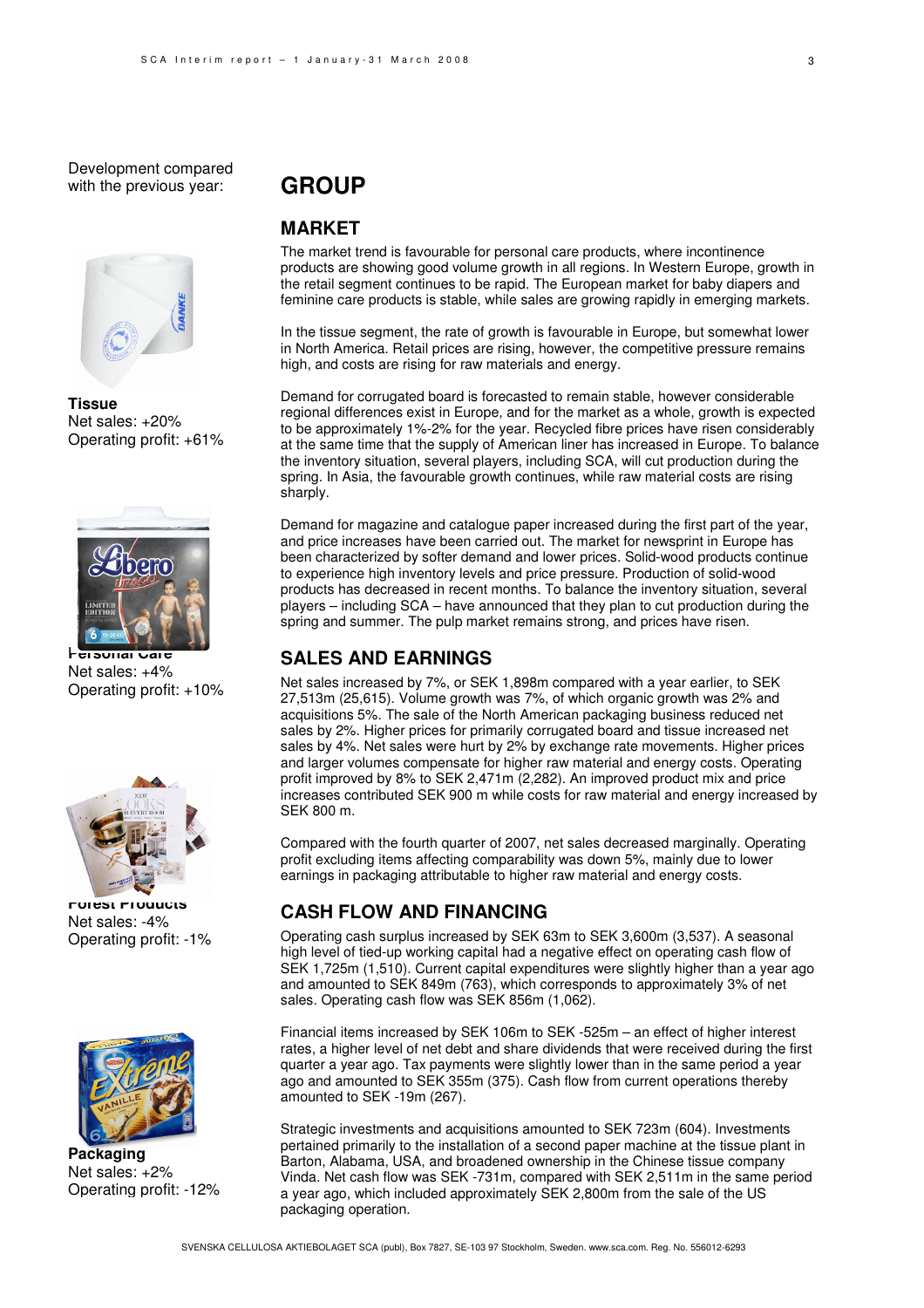Development compared with the previous year:

**Tissue**
Net sales: +20%
Operating profit: +61%

**Personal Care**
Net sales: +4%
Operating profit: +10%

**Forest Products**
Net sales: -4%
Operating profit: -1%

**Packaging**
Net sales: +2%
Operating profit: -12%

# GROUP

## MARKET

The market trend is favourable for personal care products, where incontinence products are showing good volume growth in all regions. In Western Europe, growth in the retail segment continues to be rapid. The European market for baby diapers and feminine care products is stable, while sales are growing rapidly in emerging markets.

In the tissue segment, the rate of growth is favourable in Europe, but somewhat lower in North America. Retail prices are rising, however, the competitive pressure remains high, and costs are rising for raw materials and energy.

Demand for corrugated board is forecasted to remain stable, however considerable regional differences exist in Europe, and for the market as a whole, growth is expected to be approximately 1%-2% for the year. Recycled fibre prices have risen considerably at the same time that the supply of American liner has increased in Europe. To balance the inventory situation, several players, including SCA, will cut production during the spring. In Asia, the favourable growth continues, while raw material costs are rising sharply.

Demand for magazine and catalogue paper increased during the first part of the year, and price increases have been carried out. The market for newsprint in Europe has been characterized by softer demand and lower prices. Solid-wood products continue to experience high inventory levels and price pressure. Production of solid-wood products has decreased in recent months. To balance the inventory situation, several players – including SCA – have announced that they plan to cut production during the spring and summer. The pulp market remains strong, and prices have risen.

## SALES AND EARNINGS

Net sales increased by 7%, or SEK 1,898m compared with a year earlier, to SEK 27,513m (25,615). Volume growth was 7%, of which organic growth was 2% and acquisitions 5%. The sale of the North American packaging business reduced net sales by 2%. Higher prices for primarily corrugated board and tissue increased net sales by 4%. Net sales were hurt by 2% by exchange rate movements. Higher prices and larger volumes compensate for higher raw material and energy costs. Operating profit improved by 8% to SEK 2,471m (2,282). An improved product mix and price increases contributed SEK 900 m while costs for raw material and energy increased by SEK 800 m.

Compared with the fourth quarter of 2007, net sales decreased marginally. Operating profit excluding items affecting comparability was down 5%, mainly due to lower earnings in packaging attributable to higher raw material and energy costs.

## CASH FLOW AND FINANCING

Operating cash surplus increased by SEK 63m to SEK 3,600m (3,537). A seasonal high level of tied-up working capital had a negative effect on operating cash flow of SEK 1,725m (1,510). Current capital expenditures were slightly higher than a year ago and amounted to SEK 849m (763), which corresponds to approximately 3% of net sales. Operating cash flow was SEK 856m (1,062).

Financial items increased by SEK 106m to SEK -525m – an effect of higher interest rates, a higher level of net debt and share dividends that were received during the first quarter a year ago. Tax payments were slightly lower than in the same period a year ago and amounted to SEK 355m (375). Cash flow from current operations thereby amounted to SEK -19m (267).

Strategic investments and acquisitions amounted to SEK 723m (604). Investments pertained primarily to the installation of a second paper machine at the tissue plant in Barton, Alabama, USA, and broadened ownership in the Chinese tissue company Vinda. Net cash flow was SEK -731m, compared with SEK 2,511m in the same period a year ago, which included approximately SEK 2,800m from the sale of the US packaging operation.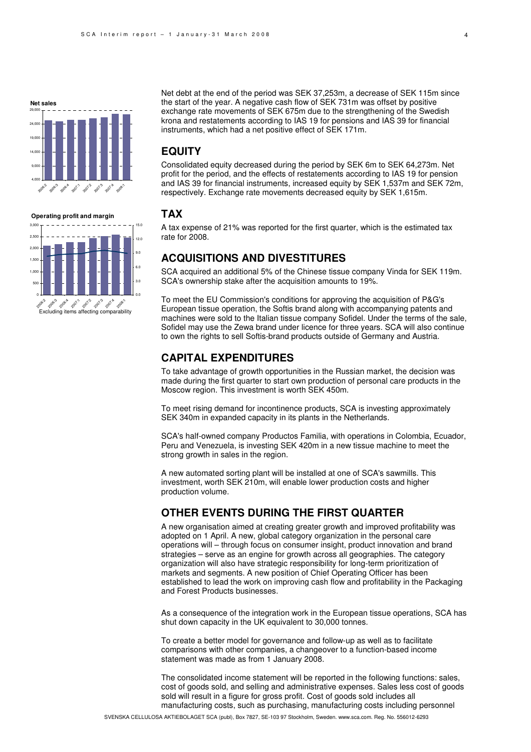Net debt at the end of the period was SEK 37,253m, a decrease of SEK 115m since the start of the year. A negative cash flow of SEK 731m was offset by positive exchange rate movements of SEK 675m due to the strengthening of the Swedish krona and restatements according to IAS 19 for pensions and IAS 39 for financial instruments, which had a net positive effect of SEK 171m.

## EQUITY

Consolidated equity decreased during the period by SEK 6m to SEK 64,273m. Net profit for the period, and the effects of restatements according to IAS 19 for pension and IAS 39 for financial instruments, increased equity by SEK 1,537m and SEK 72m, respectively. Exchange rate movements decreased equity by SEK 1,615m.

## TAX

A tax expense of 21% was reported for the first quarter, which is the estimated tax rate for 2008.

## ACQUISITIONS AND DIVESTITURES

SCA acquired an additional 5% of the Chinese tissue company Vinda for SEK 119m. SCA's ownership stake after the acquisition amounts to 19%.

To meet the EU Commission's conditions for approving the acquisition of P&G's European tissue operation, the Softis brand along with accompanying patents and machines were sold to the Italian tissue company Sofidel. Under the terms of the sale, Sofidel may use the Zewa brand under licence for three years. SCA will also continue to own the rights to sell Softis-brand products outside of Germany and Austria.

## CAPITAL EXPENDITURES

To take advantage of growth opportunities in the Russian market, the decision was made during the first quarter to start own production of personal care products in the Moscow region. This investment is worth SEK 450m.

To meet rising demand for incontinence products, SCA is investing approximately SEK 340m in expanded capacity in its plants in the Netherlands.

SCA's half-owned company Productos Familia, with operations in Colombia, Ecuador, Peru and Venezuela, is investing SEK 420m in a new tissue machine to meet the strong growth in sales in the region.

A new automated sorting plant will be installed at one of SCA's sawmills. This investment, worth SEK 210m, will enable lower production costs and higher production volume.

## OTHER EVENTS DURING THE FIRST QUARTER

A new organisation aimed at creating greater growth and improved profitability was adopted on 1 April. A new, global category organization in the personal care operations will – through focus on consumer insight, product innovation and brand strategies – serve as an engine for growth across all geographies. The category organization will also have strategic responsibility for long-term prioritization of markets and segments. A new position of Chief Operating Officer has been established to lead the work on improving cash flow and profitability in the Packaging and Forest Products businesses.

As a consequence of the integration work in the European tissue operations, SCA has shut down capacity in the UK equivalent to 30,000 tonnes.

To create a better model for governance and follow-up as well as to facilitate comparisons with other companies, a changeover to a function-based income statement was made as from 1 January 2008.

The consolidated income statement will be reported in the following functions: sales, cost of goods sold, and selling and administrative expenses. Sales less cost of goods sold will result in a figure for gross profit. Cost of goods sold includes all manufacturing costs, such as purchasing, manufacturing costs including personnel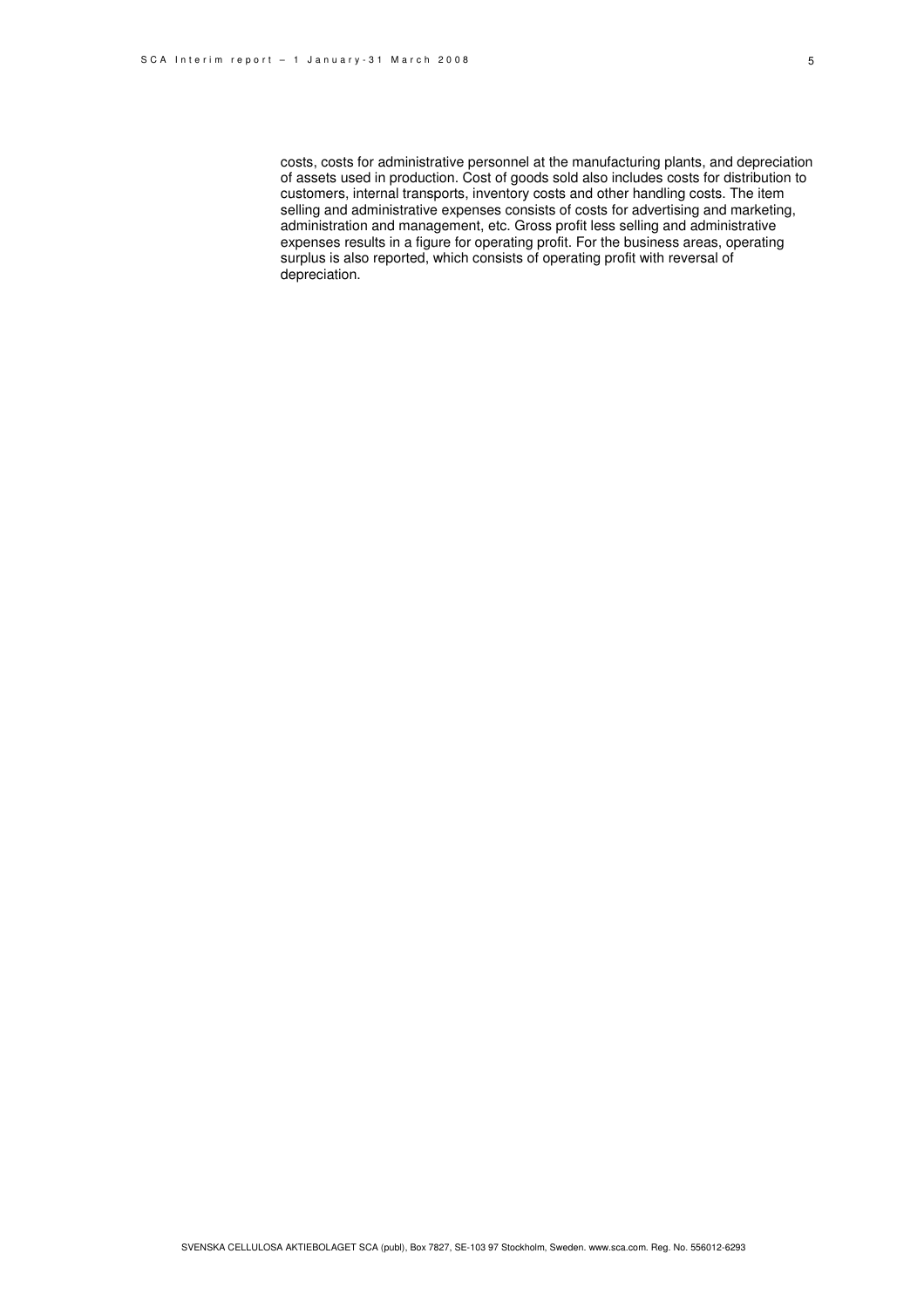costs, costs for administrative personnel at the manufacturing plants, and depreciation of assets used in production. Cost of goods sold also includes costs for distribution to customers, internal transports, inventory costs and other handling costs. The item selling and administrative expenses consists of costs for advertising and marketing, administration and management, etc. Gross profit less selling and administrative expenses results in a figure for operating profit. For the business areas, operating surplus is also reported, which consists of operating profit with reversal of depreciation.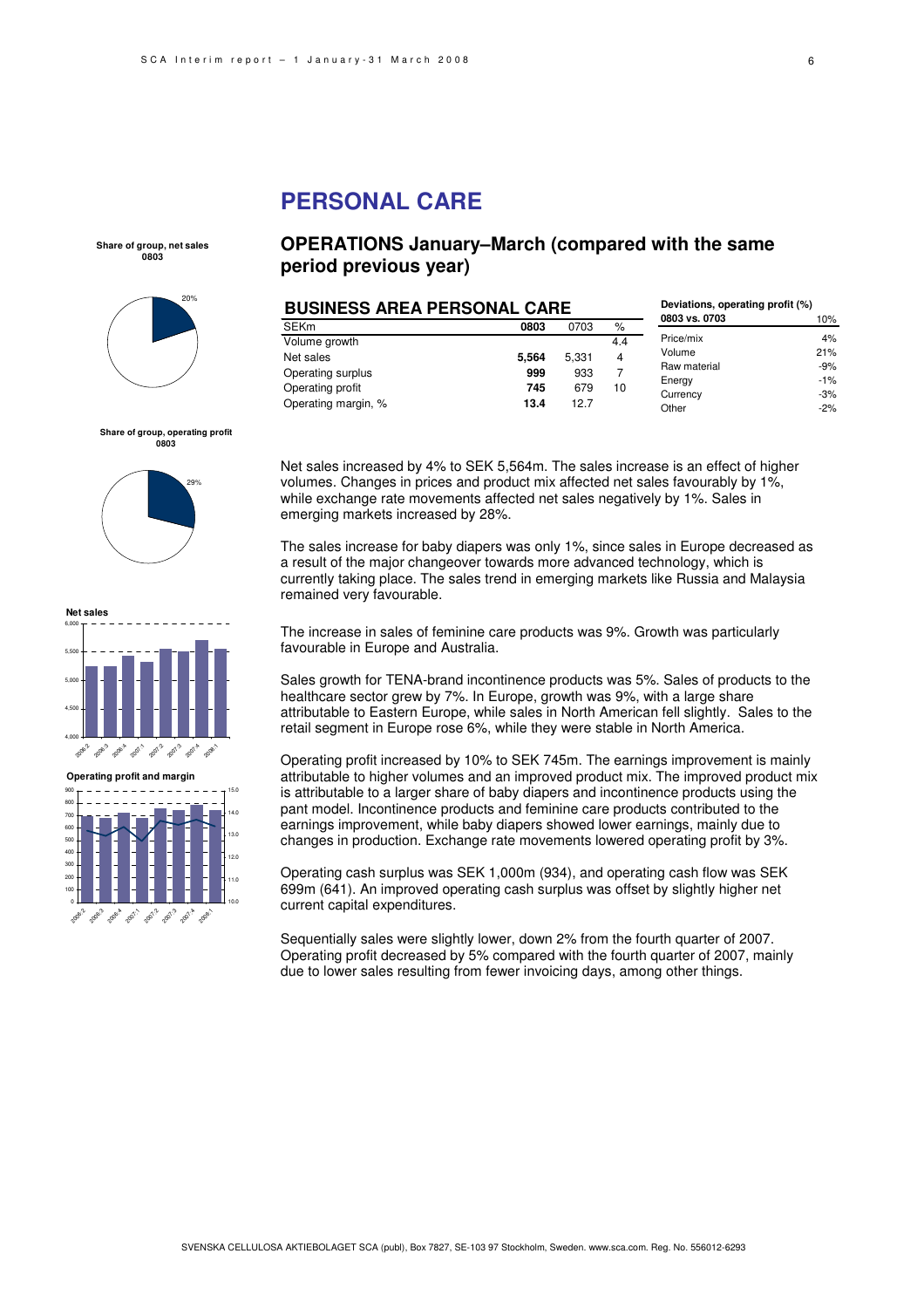# PERSONAL CARE

## OPERATIONS January–March (compared with the same period previous year)

**Share of group, net sales 0803**

20%

**Share of group, operating profit 0803**

29%

### BUSINESS AREA PERSONAL CARE

| SEKm | 0803 | 0703 | % |
|---|---|---|---|
| Volume growth | | | 4.4 |
| Net sales | **5,564** | 5,331 | 4 |
| Operating surplus | **999** | 933 | 7 |
| Operating profit | **745** | 679 | 10 |
| Operating margin, % | **13.4** | 12.7 | |

| **Deviations, operating profit (%) 0803 vs. 0703** | 10% |
|---|---|
| Price/mix | 4% |
| Volume | 21% |
| Raw material | -9% |
| Energy | -1% |
| Currency | -3% |
| Other | -2% |

Net sales increased by 4% to SEK 5,564m. The sales increase is an effect of higher volumes. Changes in prices and product mix affected net sales favourably by 1%, while exchange rate movements affected net sales negatively by 1%. Sales in emerging markets increased by 28%.

The sales increase for baby diapers was only 1%, since sales in Europe decreased as a result of the major changeover towards more advanced technology, which is currently taking place. The sales trend in emerging markets like Russia and Malaysia remained very favourable.

The increase in sales of feminine care products was 9%. Growth was particularly favourable in Europe and Australia.

Sales growth for TENA-brand incontinence products was 5%. Sales of products to the healthcare sector grew by 7%. In Europe, growth was 9%, with a large share attributable to Eastern Europe, while sales in North American fell slightly. Sales to the retail segment in Europe rose 6%, while they were stable in North America.

Operating profit increased by 10% to SEK 745m. The earnings improvement is mainly attributable to higher volumes and an improved product mix. The improved product mix is attributable to a larger share of baby diapers and incontinence products using the pant model. Incontinence products and feminine care products contributed to the earnings improvement, while baby diapers showed lower earnings, mainly due to changes in production. Exchange rate movements lowered operating profit by 3%.

Operating cash surplus was SEK 1,000m (934), and operating cash flow was SEK 699m (641). An improved operating cash surplus was offset by slightly higher net current capital expenditures.

Sequentially sales were slightly lower, down 2% from the fourth quarter of 2007. Operating profit decreased by 5% compared with the fourth quarter of 2007, mainly due to lower sales resulting from fewer invoicing days, among other things.

**Net sales**

**Operating profit and margin**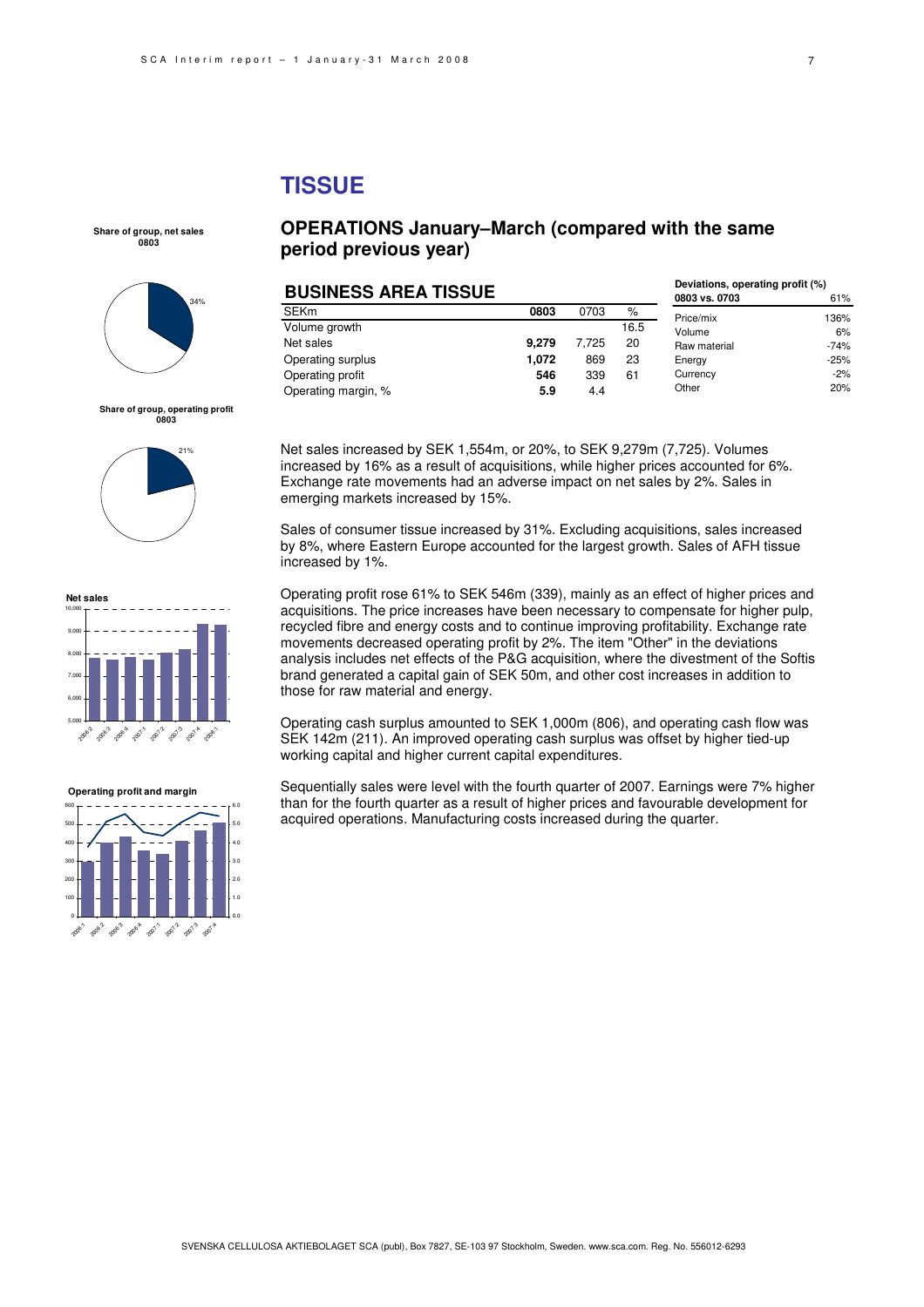# TISSUE

## OPERATIONS January–March (compared with the same period previous year)

**Share of group, net sales 0803**

34%

**Share of group, operating profit 0803**

21%

### BUSINESS AREA TISSUE

| SEKm | 0803 | 0703 | % |
|---|---|---|---|
| Volume growth | | | 16.5 |
| Net sales | **9,279** | 7,725 | 20 |
| Operating surplus | **1,072** | 869 | 23 |
| Operating profit | **546** | 339 | 61 |
| Operating margin, % | **5.9** | 4.4 | |

**Deviations, operating profit (%)**

| 0803 vs. 0703 | 61% |
|---|---|
| Price/mix | 136% |
| Volume | 6% |
| Raw material | -74% |
| Energy | -25% |
| Currency | -2% |
| Other | 20% |

Net sales increased by SEK 1,554m, or 20%, to SEK 9,279m (7,725). Volumes increased by 16% as a result of acquisitions, while higher prices accounted for 6%. Exchange rate movements had an adverse impact on net sales by 2%. Sales in emerging markets increased by 15%.

Sales of consumer tissue increased by 31%. Excluding acquisitions, sales increased by 8%, where Eastern Europe accounted for the largest growth. Sales of AFH tissue increased by 1%.

Operating profit rose 61% to SEK 546m (339), mainly as an effect of higher prices and acquisitions. The price increases have been necessary to compensate for higher pulp, recycled fibre and energy costs and to continue improving profitability. Exchange rate movements decreased operating profit by 2%. The item "Other" in the deviations analysis includes net effects of the P&G acquisition, where the divestment of the Softis brand generated a capital gain of SEK 50m, and other cost increases in addition to those for raw material and energy.

Operating cash surplus amounted to SEK 1,000m (806), and operating cash flow was SEK 142m (211). An improved operating cash surplus was offset by higher tied-up working capital and higher current capital expenditures.

Sequentially sales were level with the fourth quarter of 2007. Earnings were 7% higher than for the fourth quarter as a result of higher prices and favourable development for acquired operations. Manufacturing costs increased during the quarter.

**Net sales**

**Operating profit and margin**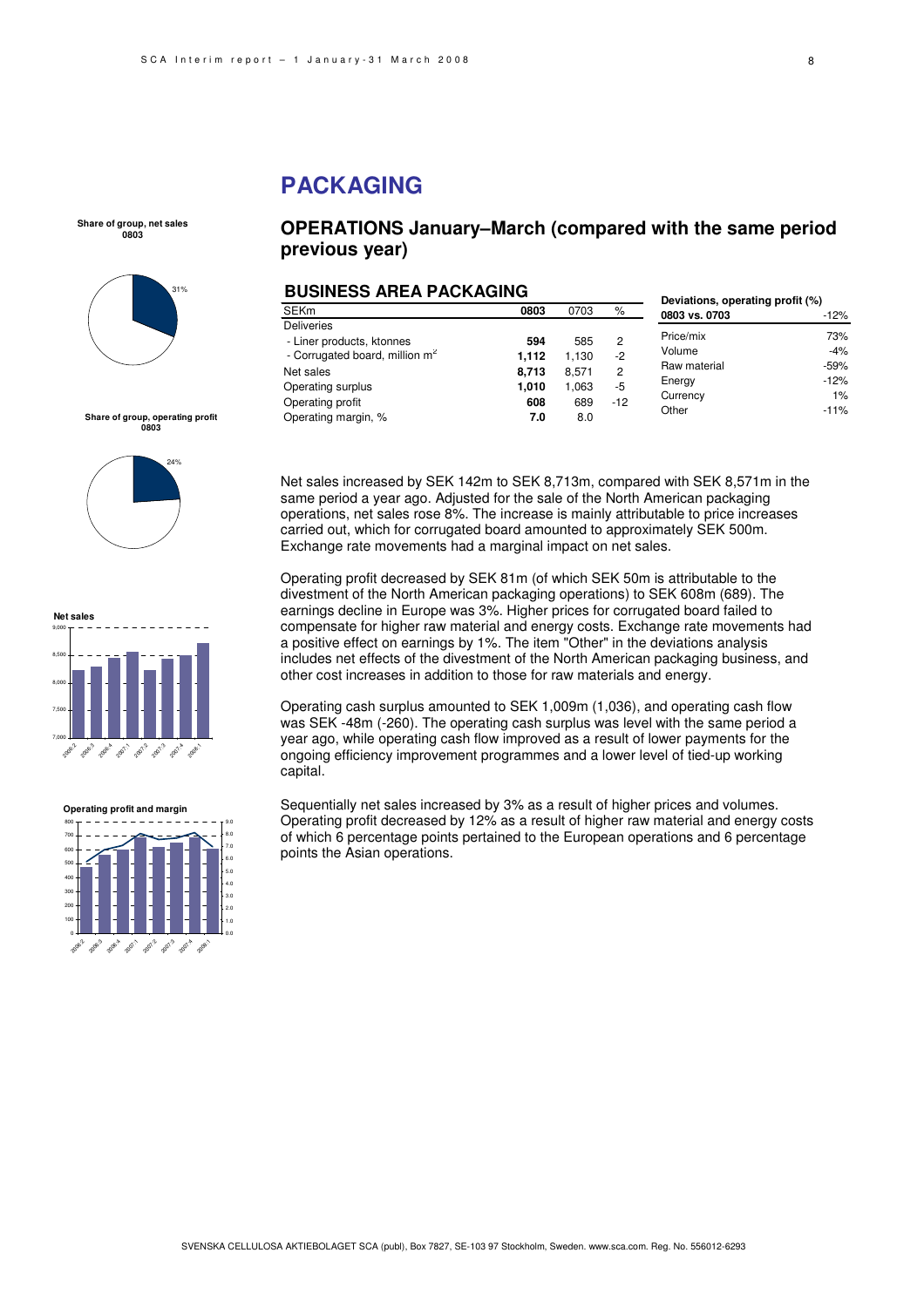# PACKAGING

## OPERATIONS January–March (compared with the same period previous year)

### BUSINESS AREA PACKAGING

| SEKm | 0803 | 0703 | % |
|---|---|---|---|
| Deliveries | | | |
| - Liner products, ktonnes | **594** | 585 | 2 |
| - Corrugated board, million m² | **1,112** | 1,130 | -2 |
| Net sales | **8,713** | 8,571 | 2 |
| Operating surplus | **1,010** | 1,063 | -5 |
| Operating profit | **608** | 689 | -12 |
| Operating margin, % | **7.0** | 8.0 | |

| Deviations, operating profit (%) 0803 vs. 0703 | -12% |
|---|---|
| Price/mix | 73% |
| Volume | -4% |
| Raw material | -59% |
| Energy | -12% |
| Currency | 1% |
| Other | -11% |

Net sales increased by SEK 142m to SEK 8,713m, compared with SEK 8,571m in the same period a year ago. Adjusted for the sale of the North American packaging operations, net sales rose 8%. The increase is mainly attributable to price increases carried out, which for corrugated board amounted to approximately SEK 500m. Exchange rate movements had a marginal impact on net sales.

Operating profit decreased by SEK 81m (of which SEK 50m is attributable to the divestment of the North American packaging operations) to SEK 608m (689). The earnings decline in Europe was 3%. Higher prices for corrugated board failed to compensate for higher raw material and energy costs. Exchange rate movements had a positive effect on earnings by 1%. The item "Other" in the deviations analysis includes net effects of the divestment of the North American packaging business, and other cost increases in addition to those for raw materials and energy.

Operating cash surplus amounted to SEK 1,009m (1,036), and operating cash flow was SEK -48m (-260). The operating cash surplus was level with the same period a year ago, while operating cash flow improved as a result of lower payments for the ongoing efficiency improvement programmes and a lower level of tied-up working capital.

Sequentially net sales increased by 3% as a result of higher prices and volumes. Operating profit decreased by 12% as a result of higher raw material and energy costs of which 6 percentage points pertained to the European operations and 6 percentage points the Asian operations.

**Share of group, net sales 0803**

31%

**Share of group, operating profit 0803**

24%

**Net sales**

**Operating profit and margin**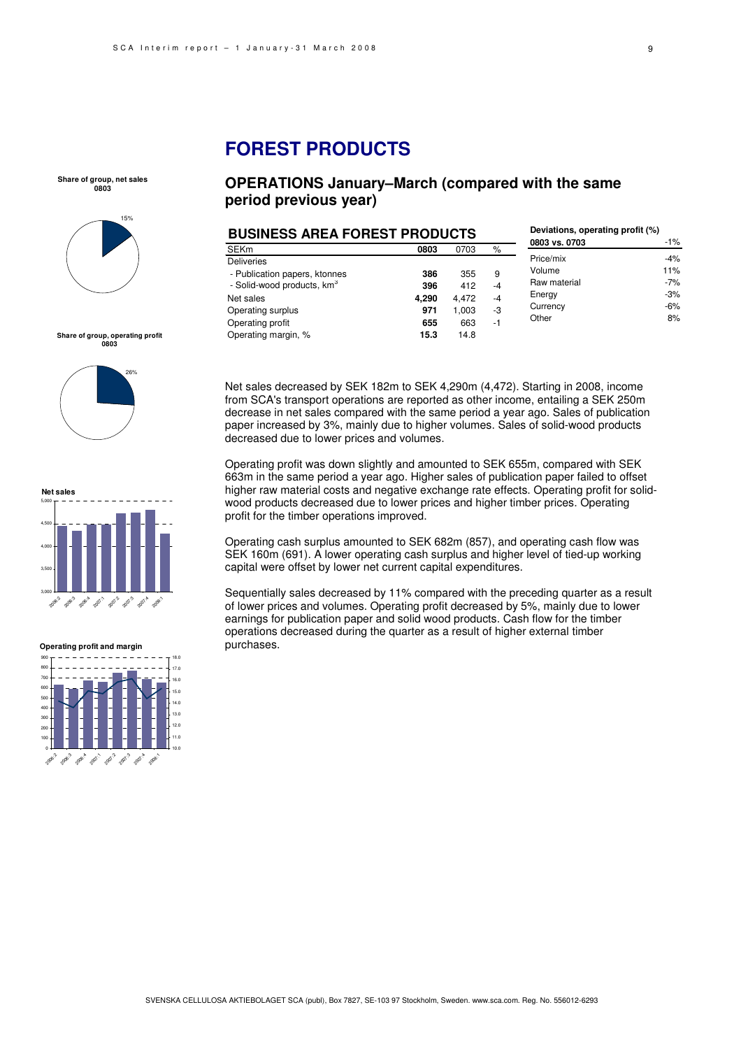# FOREST PRODUCTS

## OPERATIONS January–March (compared with the same period previous year)

### BUSINESS AREA FOREST PRODUCTS

| SEKm | 0803 | 0703 | % |
|---|---|---|---|
| Deliveries | | | |
| - Publication papers, ktonnes | **386** | 355 | 9 |
| - Solid-wood products, km$^3$ | **396** | 412 | -4 |
| Net sales | **4,290** | 4,472 | -4 |
| Operating surplus | **971** | 1,003 | -3 |
| Operating profit | **655** | 663 | -1 |
| Operating margin, % | **15.3** | 14.8 | |

**Deviations, operating profit (%)**

| 0803 vs. 0703 | -1% |
|---|---|
| Price/mix | -4% |
| Volume | 11% |
| Raw material | -7% |
| Energy | -3% |
| Currency | -6% |
| Other | 8% |

**Share of group, net sales 0803**

15%

**Share of group, operating profit 0803**

26%

**Net sales**

**Operating profit and margin**

Net sales decreased by SEK 182m to SEK 4,290m (4,472). Starting in 2008, income from SCA's transport operations are reported as other income, entailing a SEK 250m decrease in net sales compared with the same period a year ago. Sales of publication paper increased by 3%, mainly due to higher volumes. Sales of solid-wood products decreased due to lower prices and volumes.

Operating profit was down slightly and amounted to SEK 655m, compared with SEK 663m in the same period a year ago. Higher sales of publication paper failed to offset higher raw material costs and negative exchange rate effects. Operating profit for solid-wood products decreased due to lower prices and higher timber prices. Operating profit for the timber operations improved.

Operating cash surplus amounted to SEK 682m (857), and operating cash flow was SEK 160m (691). A lower operating cash surplus and higher level of tied-up working capital were offset by lower net current capital expenditures.

Sequentially sales decreased by 11% compared with the preceding quarter as a result of lower prices and volumes. Operating profit decreased by 5%, mainly due to lower earnings for publication paper and solid wood products. Cash flow for the timber operations decreased during the quarter as a result of higher external timber purchases.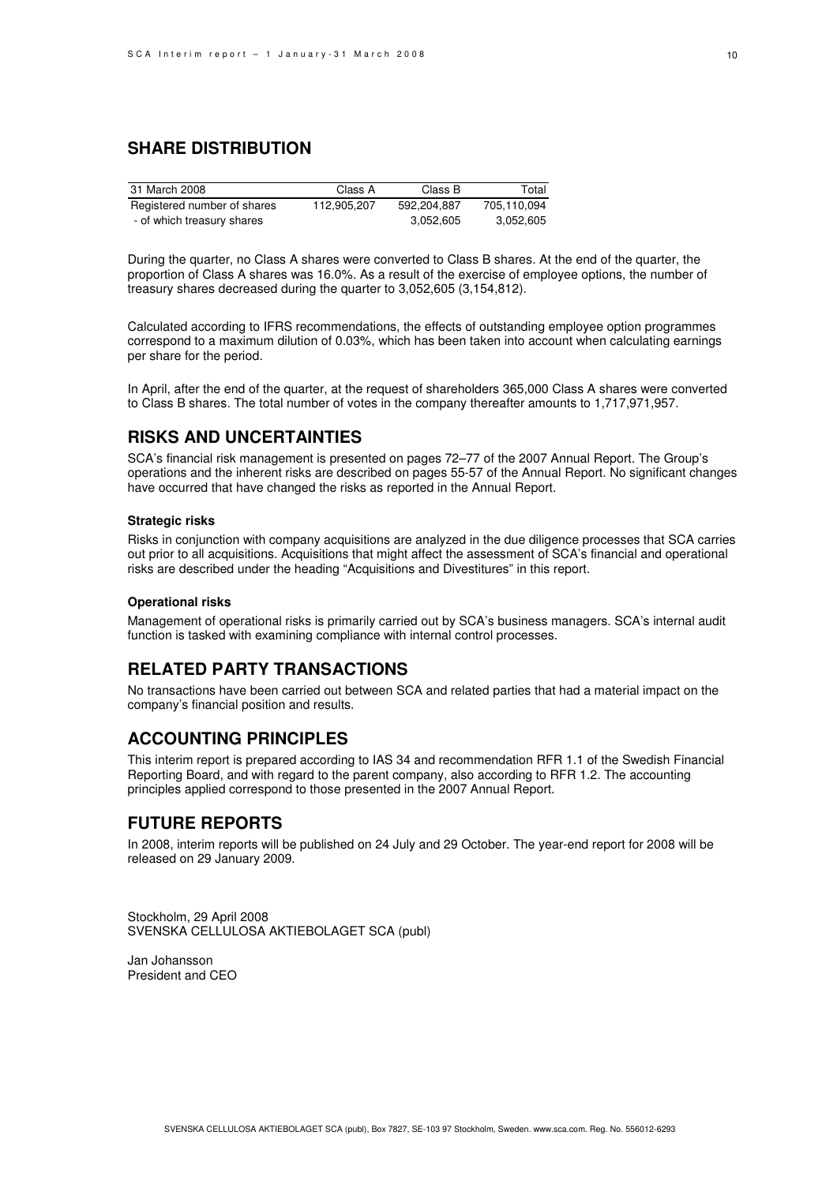## SHARE DISTRIBUTION

| 31 March 2008 | Class A | Class B | Total |
|---|---|---|---|
| Registered number of shares | 112,905,207 | 592,204,887 | 705,110,094 |
| - of which treasury shares | | 3,052,605 | 3,052,605 |

During the quarter, no Class A shares were converted to Class B shares. At the end of the quarter, the proportion of Class A shares was 16.0%. As a result of the exercise of employee options, the number of treasury shares decreased during the quarter to 3,052,605 (3,154,812).

Calculated according to IFRS recommendations, the effects of outstanding employee option programmes correspond to a maximum dilution of 0.03%, which has been taken into account when calculating earnings per share for the period.

In April, after the end of the quarter, at the request of shareholders 365,000 Class A shares were converted to Class B shares. The total number of votes in the company thereafter amounts to 1,717,971,957.

## RISKS AND UNCERTAINTIES

SCA's financial risk management is presented on pages 72–77 of the 2007 Annual Report. The Group's operations and the inherent risks are described on pages 55-57 of the Annual Report. No significant changes have occurred that have changed the risks as reported in the Annual Report.

### Strategic risks

Risks in conjunction with company acquisitions are analyzed in the due diligence processes that SCA carries out prior to all acquisitions. Acquisitions that might affect the assessment of SCA's financial and operational risks are described under the heading "Acquisitions and Divestitures" in this report.

### Operational risks

Management of operational risks is primarily carried out by SCA's business managers. SCA's internal audit function is tasked with examining compliance with internal control processes.

## RELATED PARTY TRANSACTIONS

No transactions have been carried out between SCA and related parties that had a material impact on the company's financial position and results.

## ACCOUNTING PRINCIPLES

This interim report is prepared according to IAS 34 and recommendation RFR 1.1 of the Swedish Financial Reporting Board, and with regard to the parent company, also according to RFR 1.2. The accounting principles applied correspond to those presented in the 2007 Annual Report.

## FUTURE REPORTS

In 2008, interim reports will be published on 24 July and 29 October. The year-end report for 2008 will be released on 29 January 2009.

Stockholm, 29 April 2008
SVENSKA CELLULOSA AKTIEBOLAGET SCA (publ)

Jan Johansson
President and CEO

SVENSKA CELLULOSA AKTIEBOLAGET SCA (publ), Box 7827, SE-103 97 Stockholm, Sweden. www.sca.com. Reg. No. 556012-6293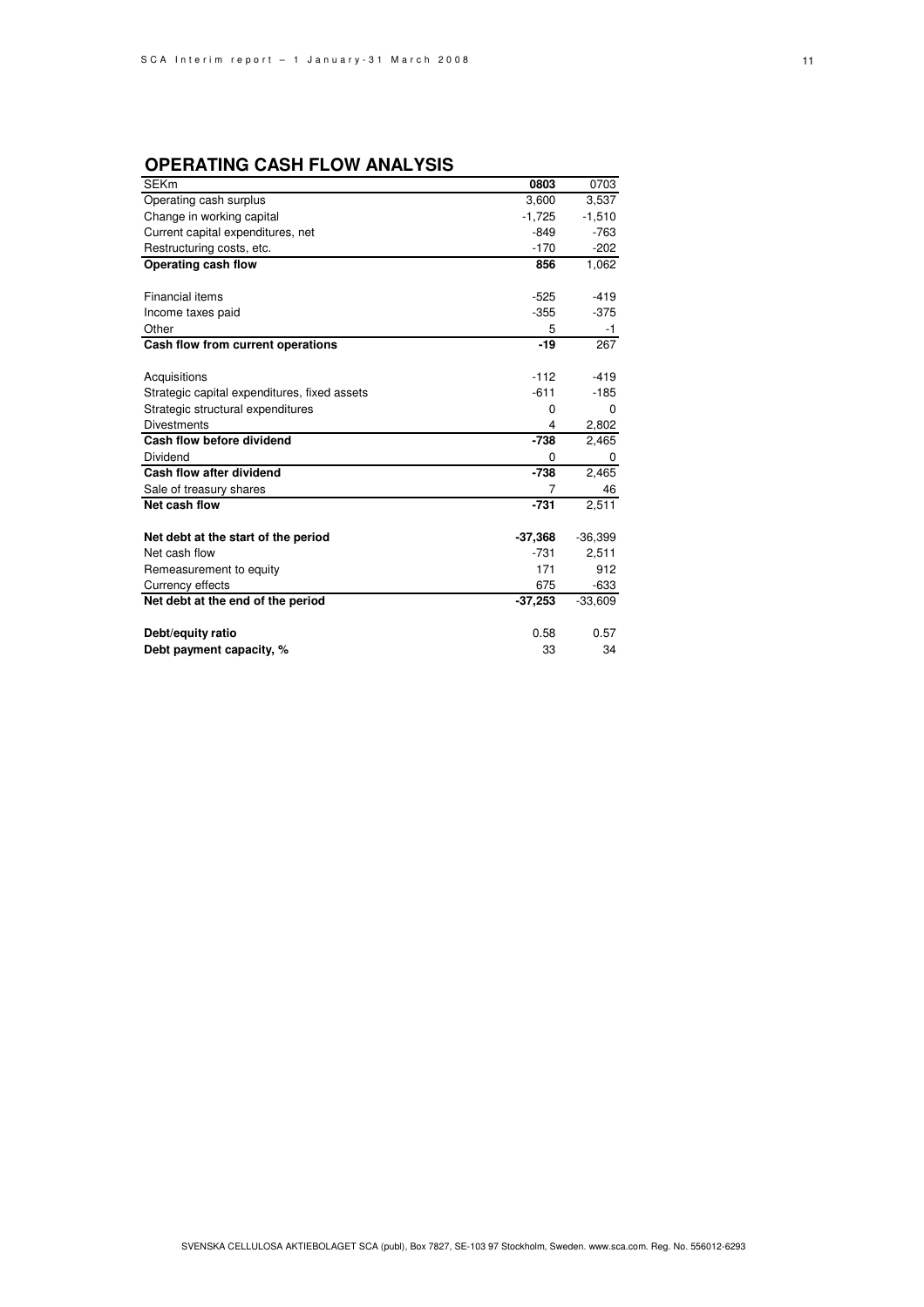## OPERATING CASH FLOW ANALYSIS

| SEKm | **0803** | 0703 |
|---|---|---|
| Operating cash surplus | 3,600 | 3,537 |
| Change in working capital | -1,725 | -1,510 |
| Current capital expenditures, net | -849 | -763 |
| Restructuring costs, etc. | -170 | -202 |
| **Operating cash flow** | **856** | 1,062 |
| | | |
| Financial items | -525 | -419 |
| Income taxes paid | -355 | -375 |
| Other | 5 | -1 |
| **Cash flow from current operations** | **-19** | 267 |
| | | |
| Acquisitions | -112 | -419 |
| Strategic capital expenditures, fixed assets | -611 | -185 |
| Strategic structural expenditures | 0 | 0 |
| Divestments | 4 | 2,802 |
| **Cash flow before dividend** | **-738** | 2,465 |
| Dividend | 0 | 0 |
| **Cash flow after dividend** | **-738** | 2,465 |
| Sale of treasury shares | 7 | 46 |
| **Net cash flow** | **-731** | 2,511 |
| | | |
| **Net debt at the start of the period** | **-37,368** | -36,399 |
| Net cash flow | -731 | 2,511 |
| Remeasurement to equity | 171 | 912 |
| Currency effects | 675 | -633 |
| **Net debt at the end of the period** | **-37,253** | -33,609 |
| | | |
| **Debt/equity ratio** | 0.58 | 0.57 |
| **Debt payment capacity, %** | 33 | 34 |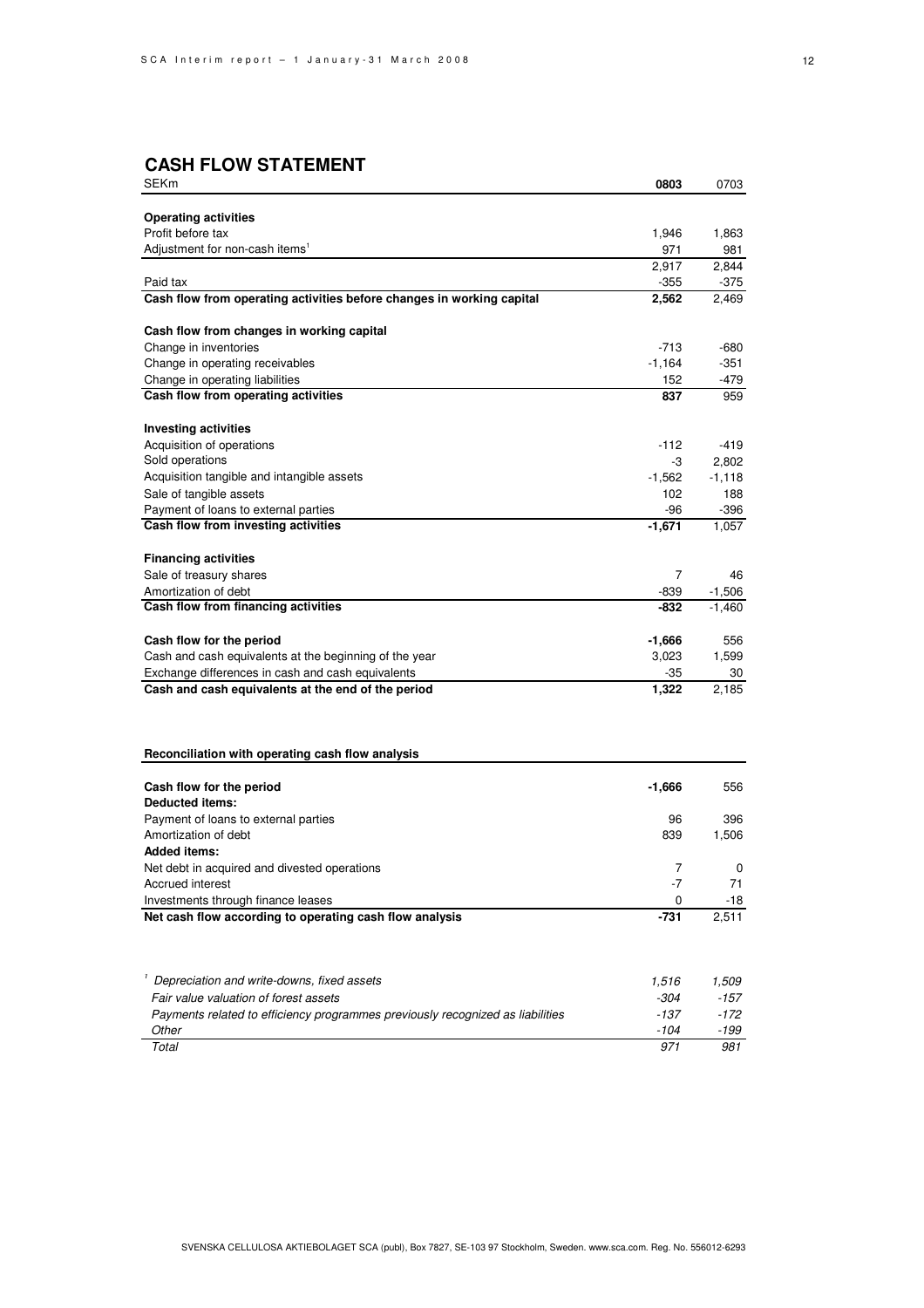## CASH FLOW STATEMENT

| SEKm | **0803** | 0703 |
|---|---|---|
| **Operating activities** | | |
| Profit before tax | 1,946 | 1,863 |
| Adjustment for non-cash items[1] | 971 | 981 |
| | 2,917 | 2,844 |
| Paid tax | -355 | -375 |
| **Cash flow from operating activities before changes in working capital** | **2,562** | 2,469 |
| | | |
| **Cash flow from changes in working capital** | | |
| Change in inventories | -713 | -680 |
| Change in operating receivables | -1,164 | -351 |
| Change in operating liabilities | 152 | -479 |
| **Cash flow from operating activities** | **837** | 959 |
| | | |
| **Investing activities** | | |
| Acquisition of operations | -112 | -419 |
| Sold operations | -3 | 2,802 |
| Acquisition tangible and intangible assets | -1,562 | -1,118 |
| Sale of tangible assets | 102 | 188 |
| Payment of loans to external parties | -96 | -396 |
| **Cash flow from investing activities** | **-1,671** | 1,057 |
| | | |
| **Financing activities** | | |
| Sale of treasury shares | 7 | 46 |
| Amortization of debt | -839 | -1,506 |
| **Cash flow from financing activities** | **-832** | -1,460 |
| | | |
| **Cash flow for the period** | **-1,666** | 556 |
| Cash and cash equivalents at the beginning of the year | 3,023 | 1,599 |
| Exchange differences in cash and cash equivalents | -35 | 30 |
| **Cash and cash equivalents at the end of the period** | **1,322** | 2,185 |

**Reconciliation with operating cash flow analysis**

| | | |
|---|---|---|
| **Cash flow for the period** | **-1,666** | 556 |
| **Deducted items:** | | |
| Payment of loans to external parties | 96 | 396 |
| Amortization of debt | 839 | 1,506 |
| **Added items:** | | |
| Net debt in acquired and divested operations | 7 | 0 |
| Accrued interest | -7 | 71 |
| Investments through finance leases | 0 | -18 |
| **Net cash flow according to operating cash flow analysis** | **-731** | 2,511 |

| | | |
|---|---|---|
| *[1] Depreciation and write-downs, fixed assets* | *1,516* | *1,509* |
| *Fair value valuation of forest assets* | *-304* | *-157* |
| *Payments related to efficiency programmes previously recognized as liabilities* | *-137* | *-172* |
| *Other* | *-104* | *-199* |
| *Total* | *971* | *981* |

SVENSKA CELLULOSA AKTIEBOLAGET SCA (publ), Box 7827, SE-103 97 Stockholm, Sweden. www.sca.com. Reg. No. 556012-6293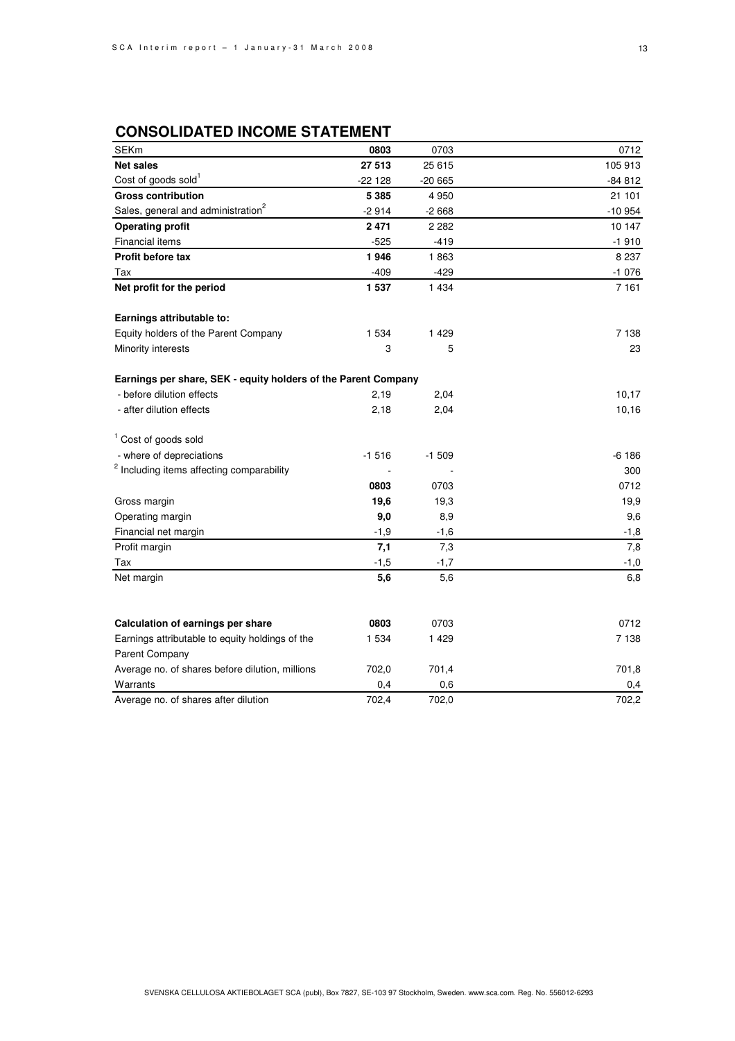## CONSOLIDATED INCOME STATEMENT

| SEKm | **0803** | 0703 | 0712 |
|---|---|---|---|
| **Net sales** | **27 513** | 25 615 | 105 913 |
| Cost of goods sold[1] | -22 128 | -20 665 | -84 812 |
| **Gross contribution** | **5 385** | 4 950 | 21 101 |
| Sales, general and administration[2] | -2 914 | -2 668 | -10 954 |
| **Operating profit** | **2 471** | 2 282 | 10 147 |
| Financial items | -525 | -419 | -1 910 |
| **Profit before tax** | **1 946** | 1 863 | 8 237 |
| Tax | -409 | -429 | -1 076 |
| **Net profit for the period** | **1 537** | 1 434 | 7 161 |
| | | | |
| **Earnings attributable to:** | | | |
| Equity holders of the Parent Company | 1 534 | 1 429 | 7 138 |
| Minority interests | 3 | 5 | 23 |
| | | | |
| **Earnings per share, SEK - equity holders of the Parent Company** | | | |
| - before dilution effects | 2,19 | 2,04 | 10,17 |
| - after dilution effects | 2,18 | 2,04 | 10,16 |
| | | | |
| [1] Cost of goods sold | | | |
| - where of depreciations | -1 516 | -1 509 | -6 186 |
| [2] Including items affecting comparability | - | - | 300 |

| | **0803** | 0703 | 0712 |
|---|---|---|---|
| Gross margin | **19,6** | 19,3 | 19,9 |
| Operating margin | **9,0** | 8,9 | 9,6 |
| Financial net margin | -1,9 | -1,6 | -1,8 |
| Profit margin | **7,1** | 7,3 | 7,8 |
| Tax | -1,5 | -1,7 | -1,0 |
| Net margin | **5,6** | 5,6 | 6,8 |

| **Calculation of earnings per share** | **0803** | 0703 | 0712 |
|---|---|---|---|
| Earnings attributable to equity holdings of the Parent Company | 1 534 | 1 429 | 7 138 |
| Average no. of shares before dilution, millions | 702,0 | 701,4 | 701,8 |
| Warrants | 0,4 | 0,6 | 0,4 |
| Average no. of shares after dilution | 702,4 | 702,0 | 702,2 |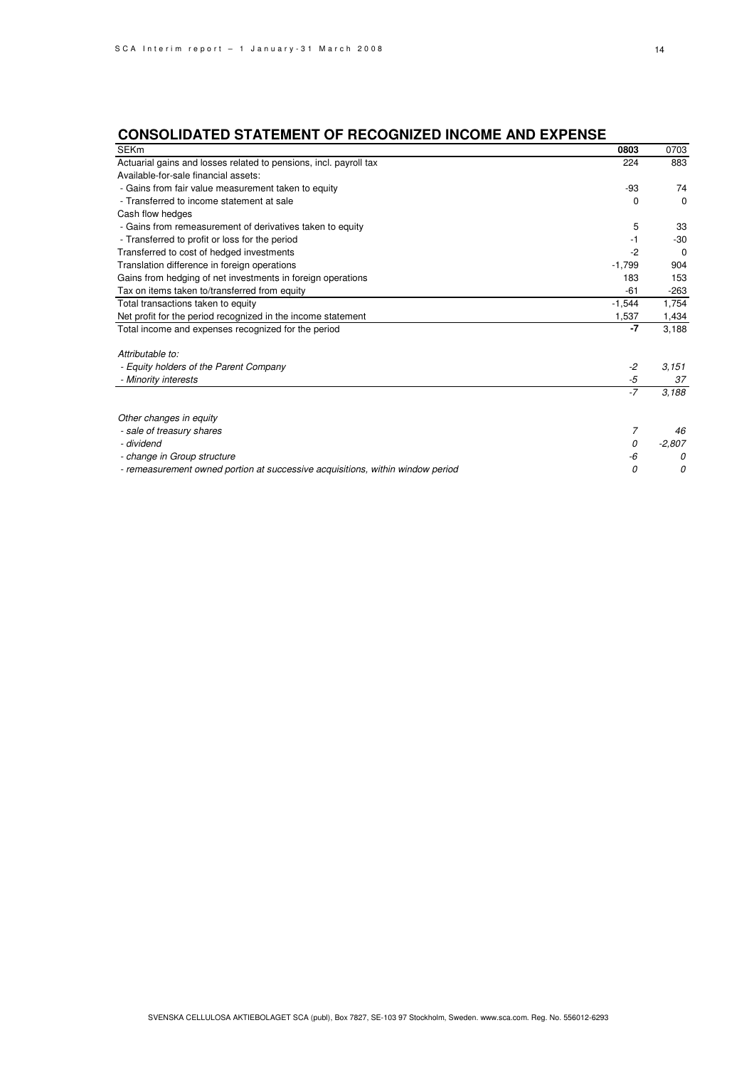## CONSOLIDATED STATEMENT OF RECOGNIZED INCOME AND EXPENSE

| SEKm | **0803** | 0703 |
|---|---|---|
| Actuarial gains and losses related to pensions, incl. payroll tax | 224 | 883 |
| Available-for-sale financial assets: | | |
| - Gains from fair value measurement taken to equity | -93 | 74 |
| - Transferred to income statement at sale | 0 | 0 |
| Cash flow hedges | | |
| - Gains from remeasurement of derivatives taken to equity | 5 | 33 |
| - Transferred to profit or loss for the period | -1 | -30 |
| Transferred to cost of hedged investments | -2 | 0 |
| Translation difference in foreign operations | -1,799 | 904 |
| Gains from hedging of net investments in foreign operations | 183 | 153 |
| Tax on items taken to/transferred from equity | -61 | -263 |
| Total transactions taken to equity | -1,544 | 1,754 |
| Net profit for the period recognized in the income statement | 1,537 | 1,434 |
| Total income and expenses recognized for the period | **-7** | 3,188 |
| | | |
| *Attributable to:* | | |
| *- Equity holders of the Parent Company* | *-2* | *3,151* |
| *- Minority interests* | *-5* | *37* |
| | *-7* | *3,188* |
| | | |
| *Other changes in equity* | | |
| *- sale of treasury shares* | *7* | *46* |
| *- dividend* | *0* | *-2,807* |
| *- change in Group structure* | *-6* | *0* |
| *- remeasurement owned portion at successive acquisitions, within window period* | *0* | *0* |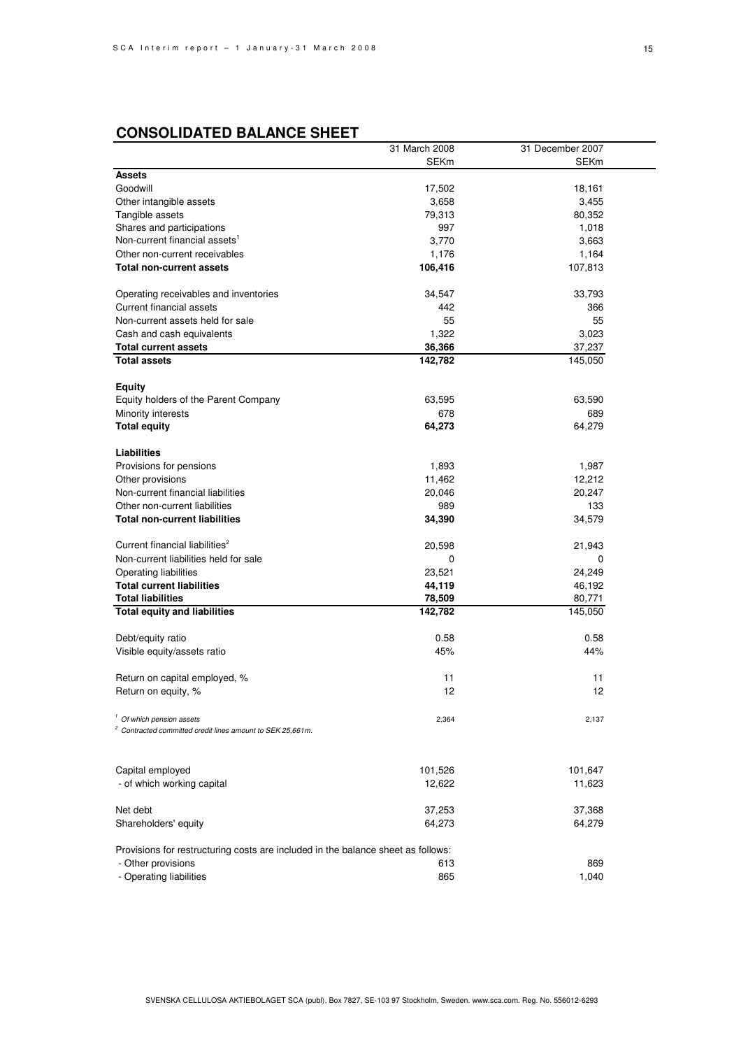## CONSOLIDATED BALANCE SHEET

| | 31 March 2008 | 31 December 2007 |
|---|---|---|
| | SEKm | SEKm |
| **Assets** | | |
| Goodwill | 17,502 | 18,161 |
| Other intangible assets | 3,658 | 3,455 |
| Tangible assets | 79,313 | 80,352 |
| Shares and participations | 997 | 1,018 |
| Non-current financial assets[1] | 3,770 | 3,663 |
| Other non-current receivables | 1,176 | 1,164 |
| **Total non-current assets** | **106,416** | 107,813 |
| | | |
| Operating receivables and inventories | 34,547 | 33,793 |
| Current financial assets | 442 | 366 |
| Non-current assets held for sale | 55 | 55 |
| Cash and cash equivalents | 1,322 | 3,023 |
| **Total current assets** | **36,366** | 37,237 |
| **Total assets** | **142,782** | 145,050 |
| | | |
| **Equity** | | |
| Equity holders of the Parent Company | 63,595 | 63,590 |
| Minority interests | 678 | 689 |
| **Total equity** | **64,273** | 64,279 |
| | | |
| **Liabilities** | | |
| Provisions for pensions | 1,893 | 1,987 |
| Other provisions | 11,462 | 12,212 |
| Non-current financial liabilities | 20,046 | 20,247 |
| Other non-current liabilities | 989 | 133 |
| **Total non-current liabilities** | **34,390** | 34,579 |
| | | |
| Current financial liabilities[2] | 20,598 | 21,943 |
| Non-current liabilities held for sale | 0 | 0 |
| Operating liabilities | 23,521 | 24,249 |
| **Total current liabilities** | **44,119** | 46,192 |
| **Total liabilities** | **78,509** | 80,771 |
| **Total equity and liabilities** | **142,782** | 145,050 |
| | | |
| Debt/equity ratio | 0.58 | 0.58 |
| Visible equity/assets ratio | 45% | 44% |
| | | |
| Return on capital employed, % | 11 | 11 |
| Return on equity, % | 12 | 12 |
| | | |
| [1] *Of which pension assets* | 2,364 | 2,137 |

[2] *Contracted committed credit lines amount to SEK 25,661m.*

| | | |
|---|---|---|
| Capital employed | 101,526 | 101,647 |
| - of which working capital | 12,622 | 11,623 |
| | | |
| Net debt | 37,253 | 37,368 |
| Shareholders' equity | 64,273 | 64,279 |
| | | |
| Provisions for restructuring costs are included in the balance sheet as follows: | | |
| - Other provisions | 613 | 869 |
| - Operating liabilities | 865 | 1,040 |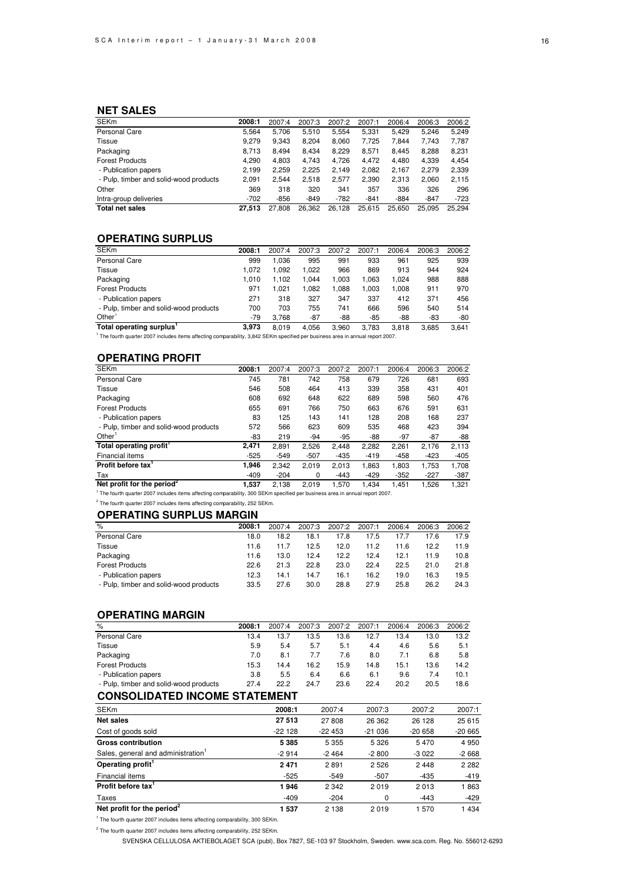## NET SALES

| SEKm | 2008:1 | 2007:4 | 2007:3 | 2007:2 | 2007:1 | 2006:4 | 2006:3 | 2006:2 |
|---|---|---|---|---|---|---|---|---|
| Personal Care | 5,564 | 5,706 | 5,510 | 5,554 | 5,331 | 5,429 | 5,246 | 5,249 |
| Tissue | 9,279 | 9,343 | 8,204 | 8,060 | 7,725 | 7,844 | 7,743 | 7,787 |
| Packaging | 8,713 | 8,494 | 8,434 | 8,229 | 8,571 | 8,445 | 8,288 | 8,231 |
| Forest Products | 4,290 | 4,803 | 4,743 | 4,726 | 4,472 | 4,480 | 4,339 | 4,454 |
| - Publication papers | 2,199 | 2,259 | 2,225 | 2,149 | 2,082 | 2,167 | 2,279 | 2,339 |
| - Pulp, timber and solid-wood products | 2,091 | 2,544 | 2,518 | 2,577 | 2,390 | 2,313 | 2,060 | 2,115 |
| Other | 369 | 318 | 320 | 341 | 357 | 336 | 326 | 296 |
| Intra-group deliveries | -702 | -856 | -849 | -782 | -841 | -884 | -847 | -723 |
| **Total net sales** | **27,513** | 27,808 | 26,362 | 26,128 | 25,615 | 25,650 | 25,095 | 25,294 |

## OPERATING SURPLUS

| SEKm | 2008:1 | 2007:4 | 2007:3 | 2007:2 | 2007:1 | 2006:4 | 2006:3 | 2006:2 |
|---|---|---|---|---|---|---|---|---|
| Personal Care | 999 | 1,036 | 995 | 991 | 933 | 961 | 925 | 939 |
| Tissue | 1,072 | 1,092 | 1,022 | 966 | 869 | 913 | 944 | 924 |
| Packaging | 1,010 | 1,102 | 1,044 | 1,003 | 1,063 | 1,024 | 988 | 888 |
| Forest Products | 971 | 1,021 | 1,082 | 1,088 | 1,003 | 1,008 | 911 | 970 |
| - Publication papers | 271 | 318 | 327 | 347 | 337 | 412 | 371 | 456 |
| - Pulp, timber and solid-wood products | 700 | 703 | 755 | 741 | 666 | 596 | 540 | 514 |
| Other[1] | -79 | 3,768 | -87 | -88 | -85 | -88 | -83 | -80 |
| **Total operating surplus[1]** | **3,973** | **8,019** | **4,056** | **3,960** | **3,783** | **3,818** | **3,685** | **3,641** |

[1] The fourth quarter 2007 includes items affecting comparability, 3,842 SEKm specified per business area in annual report 2007.

## OPERATING PROFIT

| SEKm | 2008:1 | 2007:4 | 2007:3 | 2007:2 | 2007:1 | 2006:4 | 2006:3 | 2006:2 |
|---|---|---|---|---|---|---|---|---|
| Personal Care | 745 | 781 | 742 | 758 | 679 | 726 | 681 | 693 |
| Tissue | 546 | 508 | 464 | 413 | 339 | 358 | 431 | 401 |
| Packaging | 608 | 692 | 648 | 622 | 689 | 598 | 560 | 476 |
| Forest Products | 655 | 691 | 766 | 750 | 663 | 676 | 591 | 631 |
| - Publication papers | 83 | 125 | 143 | 141 | 128 | 208 | 168 | 237 |
| - Pulp, timber and solid-wood products | 572 | 566 | 623 | 609 | 535 | 468 | 423 | 394 |
| Other[1] | -83 | 219 | -94 | -95 | -88 | -97 | -87 | -88 |
| **Total operating profit[1]** | **2,471** | **2,891** | **2,526** | **2,448** | **2,282** | **2,261** | **2,176** | **2,113** |
| Financial items | -525 | -549 | -507 | -435 | -419 | -458 | -423 | -405 |
| **Profit before tax[1]** | **1,946** | **2,342** | **2,019** | **2,013** | **1,863** | **1,803** | **1,753** | **1,708** |
| Tax | -409 | -204 | 0 | -443 | -429 | -352 | -227 | -387 |
| **Net profit for the period[2]** | **1,537** | **2,138** | **2,019** | **1,570** | **1,434** | **1,451** | **1,526** | **1,321** |

[1] The fourth quarter 2007 includes items affecting comparability, 300 SEKm specified per business area in annual report 2007.

[2] The fourth quarter 2007 includes items affecting comparability, 252 SEKm.

## OPERATING SURPLUS MARGIN

| % | 2008:1 | 2007:4 | 2007:3 | 2007:2 | 2007:1 | 2006:4 | 2006:3 | 2006:2 |
|---|---|---|---|---|---|---|---|---|
| Personal Care | 18.0 | 18.2 | 18.1 | 17.8 | 17.5 | 17.7 | 17.6 | 17.9 |
| Tissue | 11.6 | 11.7 | 12.5 | 12.0 | 11.2 | 11.6 | 12.2 | 11.9 |
| Packaging | 11.6 | 13.0 | 12.4 | 12.2 | 12.4 | 12.1 | 11.9 | 10.8 |
| Forest Products | 22.6 | 21.3 | 22.8 | 23.0 | 22.4 | 22.5 | 21.0 | 21.8 |
| - Publication papers | 12.3 | 14.1 | 14.7 | 16.1 | 16.2 | 19.0 | 16.3 | 19.5 |
| - Pulp, timber and solid-wood products | 33.5 | 27.6 | 30.0 | 28.8 | 27.9 | 25.8 | 26.2 | 24.3 |

## OPERATING MARGIN

| % | 2008:1 | 2007:4 | 2007:3 | 2007:2 | 2007:1 | 2006:4 | 2006:3 | 2006:2 |
|---|---|---|---|---|---|---|---|---|
| Personal Care | 13.4 | 13.7 | 13.5 | 13.6 | 12.7 | 13.4 | 13.0 | 13.2 |
| Tissue | 5.9 | 5.4 | 5.7 | 5.1 | 4.4 | 4.6 | 5.6 | 5.1 |
| Packaging | 7.0 | 8.1 | 7.7 | 7.6 | 8.0 | 7.1 | 6.8 | 5.8 |
| Forest Products | 15.3 | 14.4 | 16.2 | 15.9 | 14.8 | 15.1 | 13.6 | 14.2 |
| - Publication papers | 3.8 | 5.5 | 6.4 | 6.6 | 6.1 | 9.6 | 7.4 | 10.1 |
| - Pulp, timber and solid-wood products | 27.4 | 22.2 | 24.7 | 23.6 | 22.4 | 20.2 | 20.5 | 18.6 |

## CONSOLIDATED INCOME STATEMENT

| SEKm | 2008:1 | 2007:4 | 2007:3 | 2007:2 | 2007:1 |
|---|---|---|---|---|---|
| **Net sales** | **27 513** | 27 808 | 26 362 | 26 128 | 25 615 |
| Cost of goods sold | -22 128 | -22 453 | -21 036 | -20 658 | -20 665 |
| **Gross contribution** | **5 385** | 5 355 | 5 326 | 5 470 | 4 950 |
| Sales, general and administration[1] | -2 914 | -2 464 | -2 800 | -3 022 | -2 668 |
| **Operating profit[1]** | **2 471** | 2 891 | 2 526 | 2 448 | 2 282 |
| Financial items | -525 | -549 | -507 | -435 | -419 |
| **Profit before tax[1]** | **1 946** | 2 342 | 2 019 | 2 013 | 1 863 |
| Taxes | -409 | -204 | 0 | -443 | -429 |
| **Net profit for the period[2]** | **1 537** | 2 138 | 2 019 | 1 570 | 1 434 |

[1] The fourth quarter 2007 includes items affecting comparability, 300 SEKm.

[2] The fourth quarter 2007 includes items affecting comparability, 252 SEKm.

SVENSKA CELLULOSA AKTIEBOLAGET SCA (publ), Box 7827, SE-103 97 Stockholm, Sweden. www.sca.com. Reg. No. 556012-6293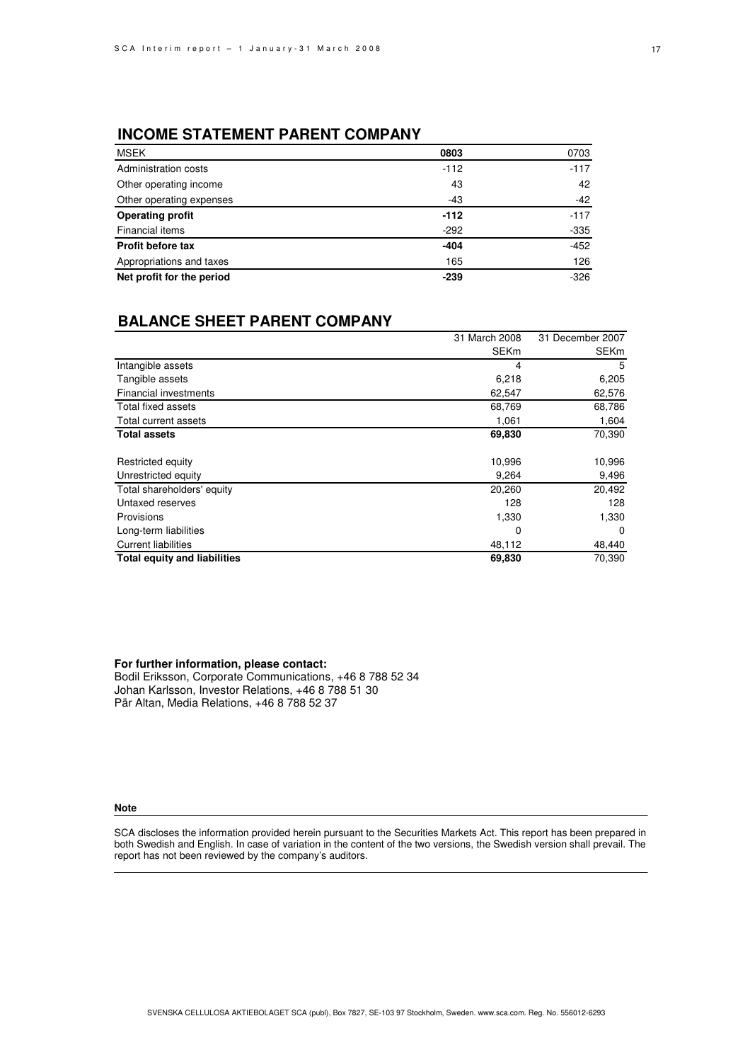## INCOME STATEMENT PARENT COMPANY

| MSEK | **0803** | 0703 |
|---|---|---|
| Administration costs | -112 | -117 |
| Other operating income | 43 | 42 |
| Other operating expenses | -43 | -42 |
| **Operating profit** | **-112** | -117 |
| Financial items | -292 | -335 |
| **Profit before tax** | **-404** | -452 |
| Appropriations and taxes | 165 | 126 |
| **Net profit for the period** | **-239** | -326 |

## BALANCE SHEET PARENT COMPANY

| | 31 March 2008 SEKm | 31 December 2007 SEKm |
|---|---|---|
| Intangible assets | 4 | 5 |
| Tangible assets | 6,218 | 6,205 |
| Financial investments | 62,547 | 62,576 |
| Total fixed assets | 68,769 | 68,786 |
| Total current assets | 1,061 | 1,604 |
| **Total assets** | **69,830** | 70,390 |
| | | |
| Restricted equity | 10,996 | 10,996 |
| Unrestricted equity | 9,264 | 9,496 |
| Total shareholders' equity | 20,260 | 20,492 |
| Untaxed reserves | 128 | 128 |
| Provisions | 1,330 | 1,330 |
| Long-term liabilities | 0 | 0 |
| Current liabilities | 48,112 | 48,440 |
| **Total equity and liabilities** | **69,830** | 70,390 |

**For further information, please contact:**
Bodil Eriksson, Corporate Communications, +46 8 788 52 34
Johan Karlsson, Investor Relations, +46 8 788 51 30
Pär Altan, Media Relations, +46 8 788 52 37

**Note**

SCA discloses the information provided herein pursuant to the Securities Markets Act. This report has been prepared in both Swedish and English. In case of variation in the content of the two versions, the Swedish version shall prevail. The report has not been reviewed by the company's auditors.

SVENSKA CELLULOSA AKTIEBOLAGET SCA (publ), Box 7827, SE-103 97 Stockholm, Sweden. www.sca.com. Reg. No. 556012-6293